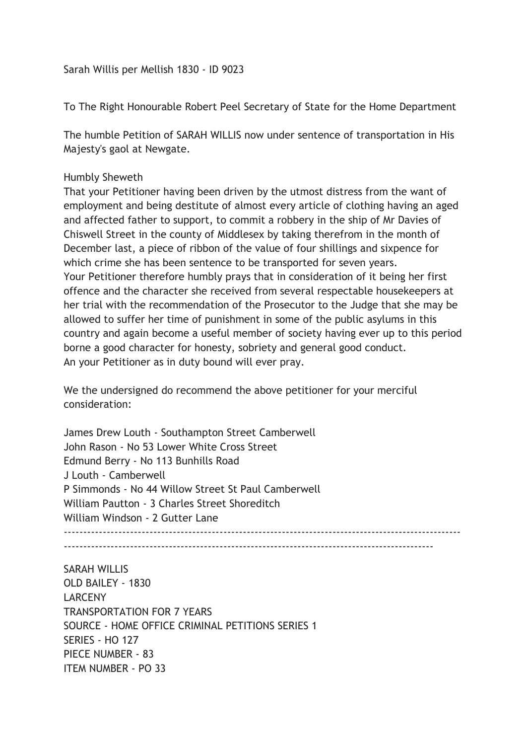Sarah Willis per Mellish 1830 - ID 9023

To The Right Honourable Robert Peel Secretary of State for the Home Department

The humble Petition of SARAH WILLIS now under sentence of transportation in His Majesty's gaol at Newgate.

Humbly Sheweth

That your Petitioner having been driven by the utmost distress from the want of employment and being destitute of almost every article of clothing having an aged and affected father to support, to commit a robbery in the ship of Mr Davies of Chiswell Street in the county of Middlesex by taking therefrom in the month of December last, a piece of ribbon of the value of four shillings and sixpence for which crime she has been sentence to be transported for seven years.

Your Petitioner therefore humbly prays that in consideration of it being her first offence and the character she received from several respectable housekeepers at her trial with the recommendation of the Prosecutor to the Judge that she may be allowed to suffer her time of punishment in some of the public asylums in this country and again become a useful member of society having ever up to this period borne a good character for honesty, sobriety and general good conduct.

An your Petitioner as in duty bound will ever pray.

We the undersigned do recommend the above petitioner for your merciful consideration:

James Drew Louth - Southampton Street Camberwell
John Rason - No 53 Lower White Cross Street
Edmund Berry - No 113 Bunhills Road
J Louth - Camberwell
P Simmonds - No 44 Willow Street St Paul Camberwell
William Pautton - 3 Charles Street Shoreditch
William Windson - 2 Gutter Lane

---

SARAH WILLIS
OLD BAILEY - 1830
LARCENY
TRANSPORTATION FOR 7 YEARS
SOURCE - HOME OFFICE CRIMINAL PETITIONS SERIES 1
SERIES - HO 127
PIECE NUMBER - 83
ITEM NUMBER - PO 33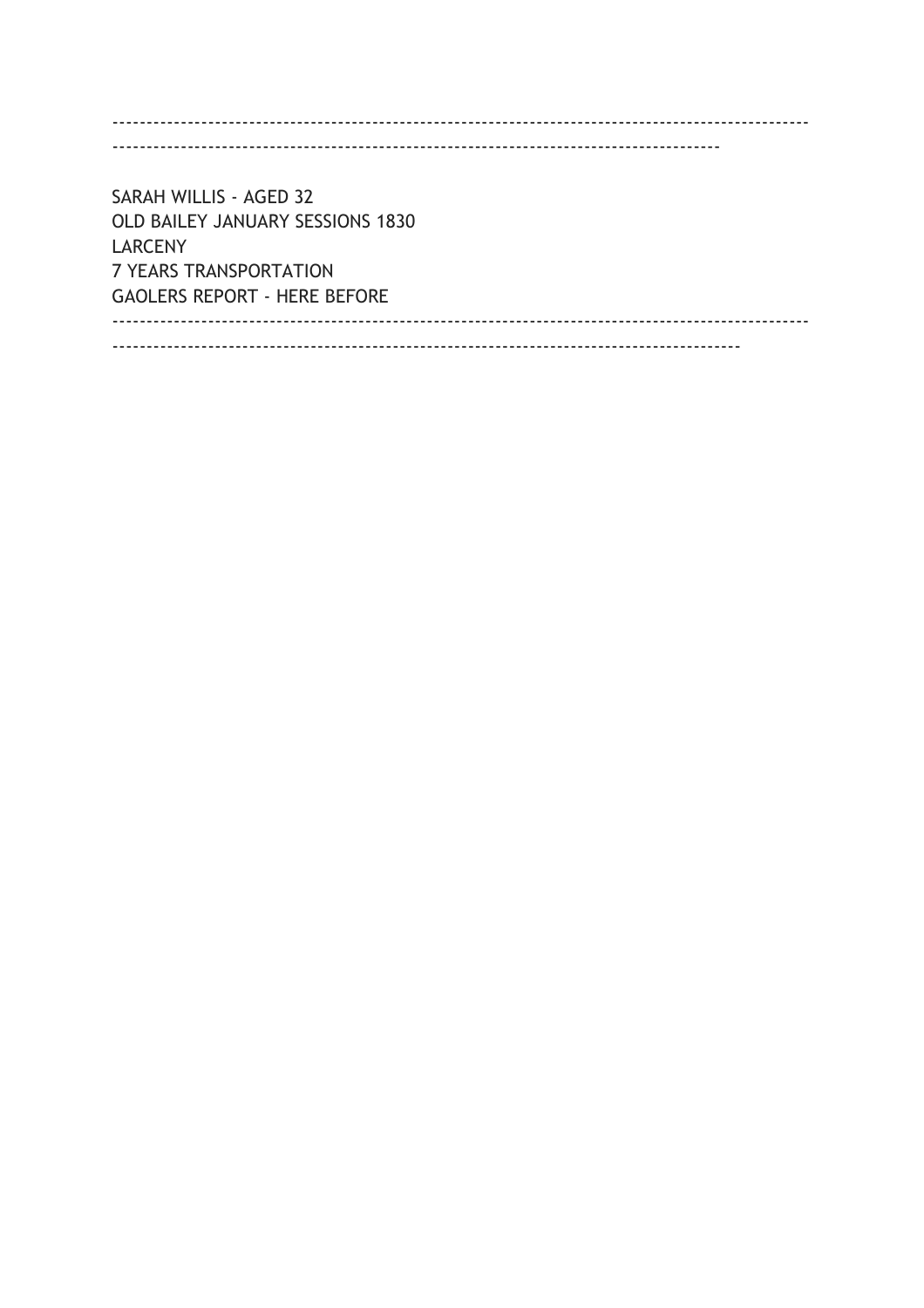---------------------------------------------------------------------------------------------------
-----------------------------------------------------------------------------------------

SARAH WILLIS - AGED 32
OLD BAILEY JANUARY SESSIONS 1830
LARCENY
7 YEARS TRANSPORTATION
GAOLERS REPORT - HERE BEFORE

---------------------------------------------------------------------------------------------------
-------------------------------------------------------------------------------------------